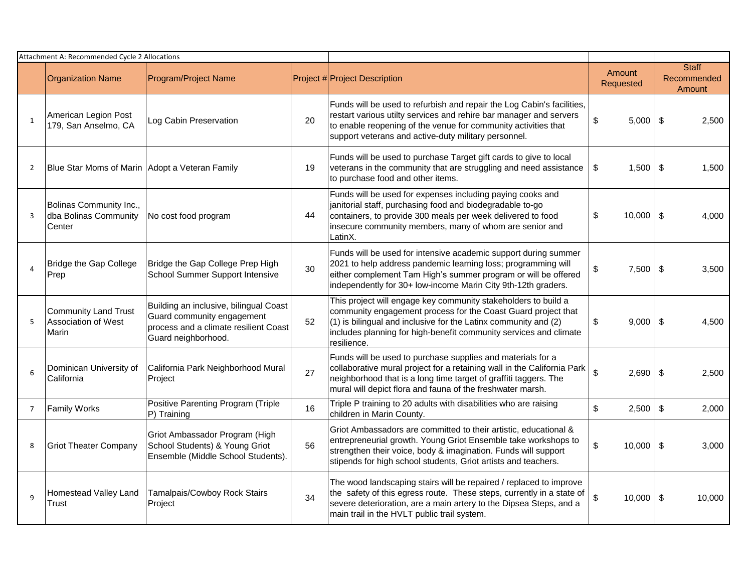Attachment A: Recommended Cycle 2 Allocations

| | Organization Name | Program/Project Name | Project # | Project Description | Amount Requested | Staff Recommended Amount |
|---|---|---|---|---|---|---|
| 1 | American Legion Post 179, San Anselmo, CA | Log Cabin Preservation | 20 | Funds will be used to refurbish and repair the Log Cabin's facilities, restart various utilty services and rehire bar manager and servers to enable reopening of the venue for community activities that support veterans and active-duty military personnel. | $ 5,000 | $ 2,500 |
| 2 | Blue Star Moms of Marin | Adopt a Veteran Family | 19 | Funds will be used to purchase Target gift cards to give to local veterans in the community that are struggling and need assistance to purchase food and other items. | $ 1,500 | $ 1,500 |
| 3 | Bolinas Community Inc., dba Bolinas Community Center | No cost food program | 44 | Funds will be used for expenses including paying cooks and janitorial staff, purchasing food and biodegradable to-go containers, to provide 300 meals per week delivered to food insecure community members, many of whom are senior and LatinX. | $ 10,000 | $ 4,000 |
| 4 | Bridge the Gap College Prep | Bridge the Gap College Prep High School Summer Support Intensive | 30 | Funds will be used for intensive academic support during summer 2021 to help address pandemic learning loss; programming will either complement Tam High's summer program or will be offered independently for 30+ low-income Marin City 9th-12th graders. | $ 7,500 | $ 3,500 |
| 5 | Community Land Trust Association of West Marin | Building an inclusive, bilingual Coast Guard community engagement process and a climate resilient Coast Guard neighborhood. | 52 | This project will engage key community stakeholders to build a community engagement process for the Coast Guard project that (1) is bilingual and inclusive for the Latinx community and (2) includes planning for high-benefit community services and climate resilience. | $ 9,000 | $ 4,500 |
| 6 | Dominican University of California | California Park Neighborhood Mural Project | 27 | Funds will be used to purchase supplies and materials for a collaborative mural project for a retaining wall in the California Park neighborhood that is a long time target of graffiti taggers. The mural will depict flora and fauna of the freshwater marsh. | $ 2,690 | $ 2,500 |
| 7 | Family Works | Positive Parenting Program (Triple P) Training | 16 | Triple P training to 20 adults with disabilities who are raising children in Marin County. | $ 2,500 | $ 2,000 |
| 8 | Griot Theater Company | Griot Ambassador Program (High School Students) & Young Griot Ensemble (Middle School Students). | 56 | Griot Ambassadors are committed to their artistic, educational & entrepreneurial growth. Young Griot Ensemble take workshops to strengthen their voice, body & imagination. Funds will support stipends for high school students, Griot artists and teachers. | $ 10,000 | $ 3,000 |
| 9 | Homestead Valley Land Trust | Tamalpais/Cowboy Rock Stairs Project | 34 | The wood landscaping stairs will be repaired / replaced to improve the safety of this egress route. These steps, currently in a state of severe deterioration, are a main artery to the Dipsea Steps, and a main trail in the HVLT public trail system. | $ 10,000 | $ 10,000 |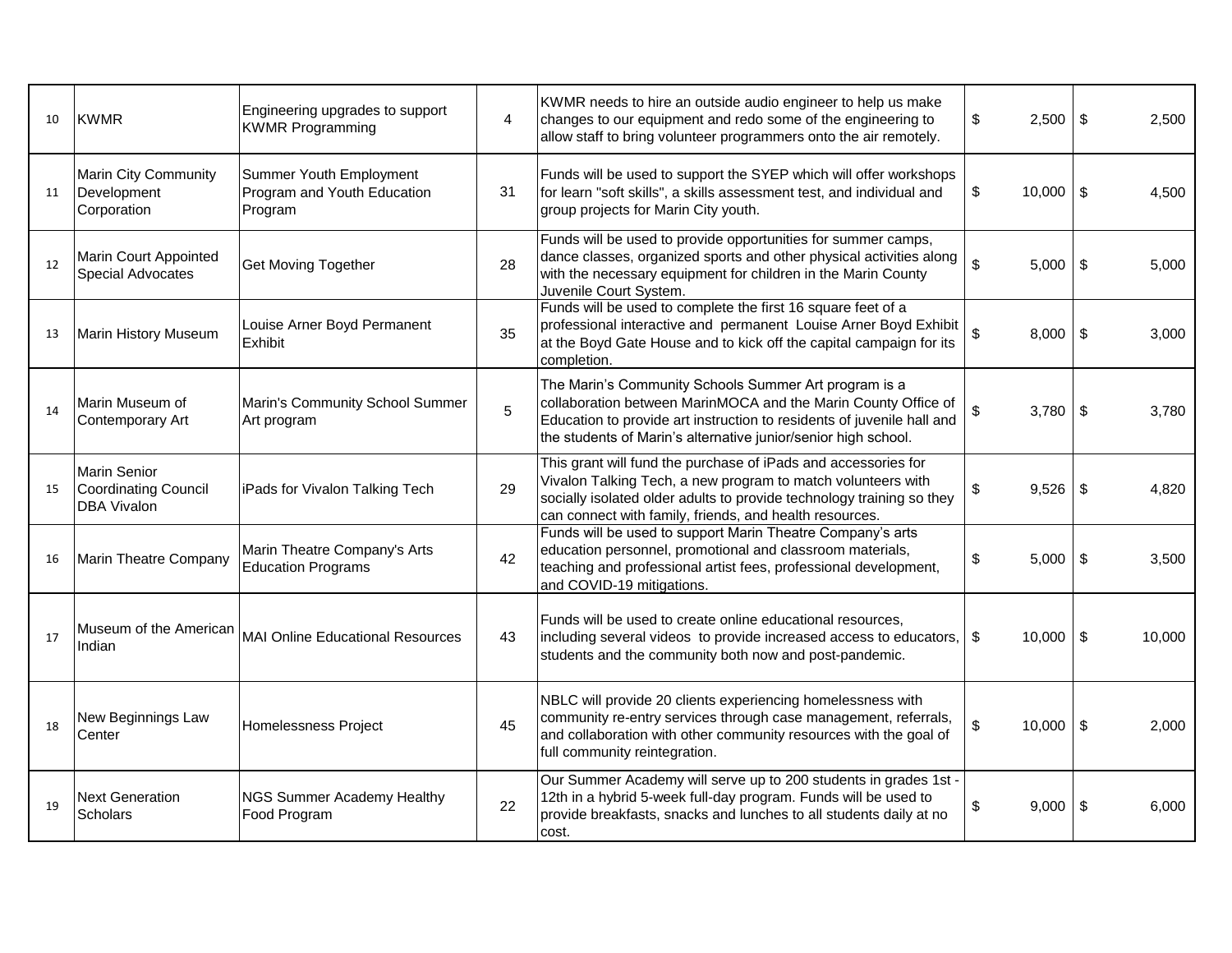| | | | | | | |
|---|---|---|---|---|---|---|
| 10 | KWMR | Engineering upgrades to support KWMR Programming | 4 | KWMR needs to hire an outside audio engineer to help us make changes to our equipment and redo some of the engineering to allow staff to bring volunteer programmers onto the air remotely. | $ 2,500 | $ 2,500 |
| 11 | Marin City Community Development Corporation | Summer Youth Employment Program and Youth Education Program | 31 | Funds will be used to support the SYEP which will offer workshops for learn "soft skills", a skills assessment test, and individual and group projects for Marin City youth. | $ 10,000 | $ 4,500 |
| 12 | Marin Court Appointed Special Advocates | Get Moving Together | 28 | Funds will be used to provide opportunities for summer camps, dance classes, organized sports and other physical activities along with the necessary equipment for children in the Marin County Juvenile Court System. | $ 5,000 | $ 5,000 |
| 13 | Marin History Museum | Louise Arner Boyd Permanent Exhibit | 35 | Funds will be used to complete the first 16 square feet of a professional interactive and permanent Louise Arner Boyd Exhibit at the Boyd Gate House and to kick off the capital campaign for its completion. | $ 8,000 | $ 3,000 |
| 14 | Marin Museum of Contemporary Art | Marin's Community School Summer Art program | 5 | The Marin's Community Schools Summer Art program is a collaboration between MarinMOCA and the Marin County Office of Education to provide art instruction to residents of juvenile hall and the students of Marin's alternative junior/senior high school. | $ 3,780 | $ 3,780 |
| 15 | Marin Senior Coordinating Council DBA Vivalon | iPads for Vivalon Talking Tech | 29 | This grant will fund the purchase of iPads and accessories for Vivalon Talking Tech, a new program to match volunteers with socially isolated older adults to provide technology training so they can connect with family, friends, and health resources. | $ 9,526 | $ 4,820 |
| 16 | Marin Theatre Company | Marin Theatre Company's Arts Education Programs | 42 | Funds will be used to support Marin Theatre Company's arts education personnel, promotional and classroom materials, teaching and professional artist fees, professional development, and COVID-19 mitigations. | $ 5,000 | $ 3,500 |
| 17 | Museum of the American Indian | MAI Online Educational Resources | 43 | Funds will be used to create online educational resources, including several videos to provide increased access to educators, students and the community both now and post-pandemic. | $ 10,000 | $ 10,000 |
| 18 | New Beginnings Law Center | Homelessness Project | 45 | NBLC will provide 20 clients experiencing homelessness with community re-entry services through case management, referrals, and collaboration with other community resources with the goal of full community reintegration. | $ 10,000 | $ 2,000 |
| 19 | Next Generation Scholars | NGS Summer Academy Healthy Food Program | 22 | Our Summer Academy will serve up to 200 students in grades 1st - 12th in a hybrid 5-week full-day program. Funds will be used to provide breakfasts, snacks and lunches to all students daily at no cost. | $ 9,000 | $ 6,000 |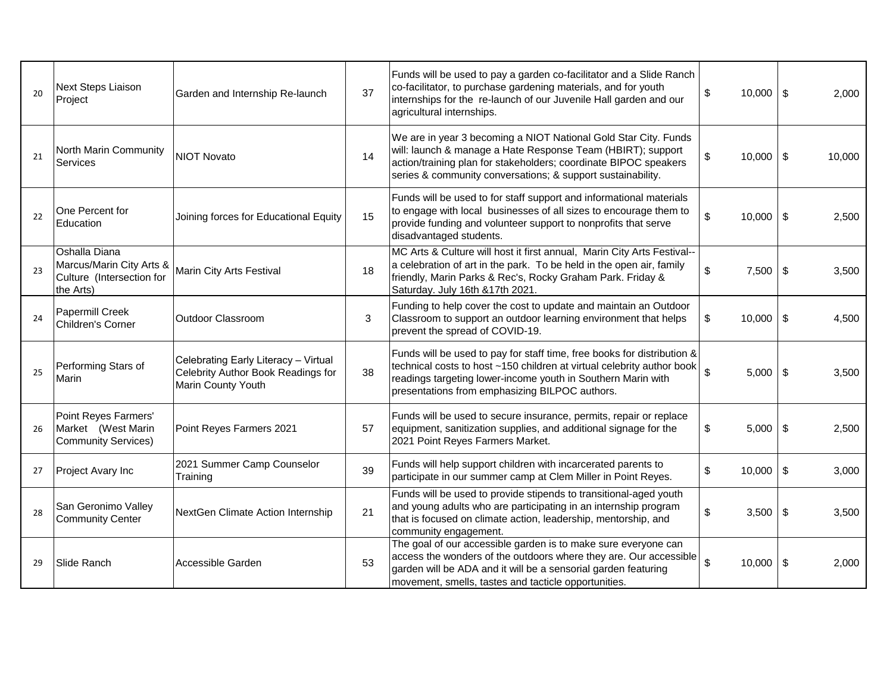| | | | | | | |
|---|---|---|---|---|---|---|
| 20 | Next Steps Liaison Project | Garden and Internship Re-launch | 37 | Funds will be used to pay a garden co-facilitator and a Slide Ranch co-facilitator, to purchase gardening materials, and for youth internships for the re-launch of our Juvenile Hall garden and our agricultural internships. | $ 10,000 | $ 2,000 |
| 21 | North Marin Community Services | NIOT Novato | 14 | We are in year 3 becoming a NIOT National Gold Star City. Funds will: launch & manage a Hate Response Team (HBIRT); support action/training plan for stakeholders; coordinate BIPOC speakers series & community conversations; & support sustainability. | $ 10,000 | $ 10,000 |
| 22 | One Percent for Education | Joining forces for Educational Equity | 15 | Funds will be used to for staff support and informational materials to engage with local businesses of all sizes to encourage them to provide funding and volunteer support to nonprofits that serve disadvantaged students. | $ 10,000 | $ 2,500 |
| 23 | Oshalla Diana Marcus/Marin City Arts & Culture (Intersection for the Arts) | Marin City Arts Festival | 18 | MC Arts & Culture will host it first annual, Marin City Arts Festival--a celebration of art in the park. To be held in the open air, family friendly, Marin Parks & Rec's, Rocky Graham Park. Friday & Saturday. July 16th &17th 2021. | $ 7,500 | $ 3,500 |
| 24 | Papermill Creek Children's Corner | Outdoor Classroom | 3 | Funding to help cover the cost to update and maintain an Outdoor Classroom to support an outdoor learning environment that helps prevent the spread of COVID-19. | $ 10,000 | $ 4,500 |
| 25 | Performing Stars of Marin | Celebrating Early Literacy – Virtual Celebrity Author Book Readings for Marin County Youth | 38 | Funds will be used to pay for staff time, free books for distribution & technical costs to host ~150 children at virtual celebrity author book readings targeting lower-income youth in Southern Marin with presentations from emphasizing BILPOC authors. | $ 5,000 | $ 3,500 |
| 26 | Point Reyes Farmers' Market (West Marin Community Services) | Point Reyes Farmers 2021 | 57 | Funds will be used to secure insurance, permits, repair or replace equipment, sanitization supplies, and additional signage for the 2021 Point Reyes Farmers Market. | $ 5,000 | $ 2,500 |
| 27 | Project Avary Inc | 2021 Summer Camp Counselor Training | 39 | Funds will help support children with incarcerated parents to participate in our summer camp at Clem Miller in Point Reyes. | $ 10,000 | $ 3,000 |
| 28 | San Geronimo Valley Community Center | NextGen Climate Action Internship | 21 | Funds will be used to provide stipends to transitional-aged youth and young adults who are participating in an internship program that is focused on climate action, leadership, mentorship, and community engagement. | $ 3,500 | $ 3,500 |
| 29 | Slide Ranch | Accessible Garden | 53 | The goal of our accessible garden is to make sure everyone can access the wonders of the outdoors where they are. Our accessible garden will be ADA and it will be a sensorial garden featuring movement, smells, tastes and tacticle opportunities. | $ 10,000 | $ 2,000 |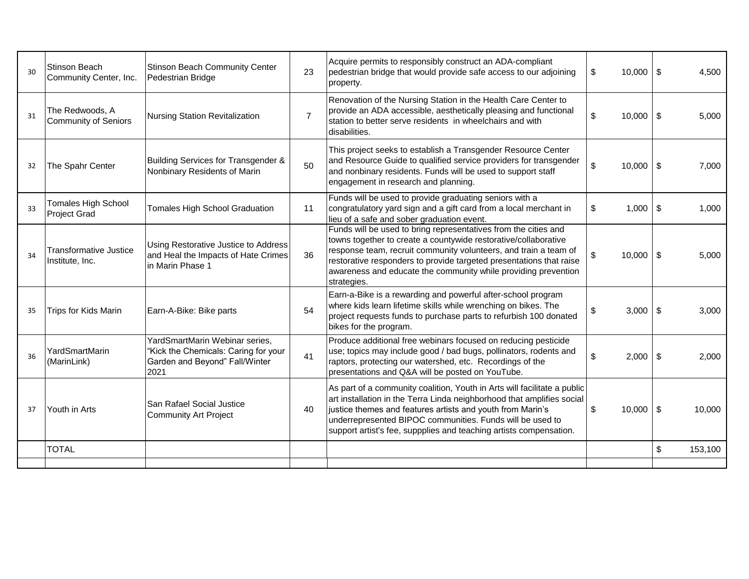| | | | | | | |
|---|---|---|---|---|---|---|
| 30 | Stinson Beach Community Center, Inc. | Stinson Beach Community Center Pedestrian Bridge | 23 | Acquire permits to responsibly construct an ADA-compliant pedestrian bridge that would provide safe access to our adjoining property. | $ 10,000 | $ 4,500 |
| 31 | The Redwoods, A Community of Seniors | Nursing Station Revitalization | 7 | Renovation of the Nursing Station in the Health Care Center to provide an ADA accessible, aesthetically pleasing and functional station to better serve residents in wheelchairs and with disabilities. | $ 10,000 | $ 5,000 |
| 32 | The Spahr Center | Building Services for Transgender & Nonbinary Residents of Marin | 50 | This project seeks to establish a Transgender Resource Center and Resource Guide to qualified service providers for transgender and nonbinary residents. Funds will be used to support staff engagement in research and planning. | $ 10,000 | $ 7,000 |
| 33 | Tomales High School Project Grad | Tomales High School Graduation | 11 | Funds will be used to provide graduating seniors with a congratulatory yard sign and a gift card from a local merchant in lieu of a safe and sober graduation event. | $ 1,000 | $ 1,000 |
| 34 | Transformative Justice Institute, Inc. | Using Restorative Justice to Address and Heal the Impacts of Hate Crimes in Marin Phase 1 | 36 | Funds will be used to bring representatives from the cities and towns together to create a countywide restorative/collaborative response team, recruit community volunteers, and train a team of restorative responders to provide targeted presentations that raise awareness and educate the community while providing prevention strategies. | $ 10,000 | $ 5,000 |
| 35 | Trips for Kids Marin | Earn-A-Bike: Bike parts | 54 | Earn-a-Bike is a rewarding and powerful after-school program where kids learn lifetime skills while wrenching on bikes. The project requests funds to purchase parts to refurbish 100 donated bikes for the program. | $ 3,000 | $ 3,000 |
| 36 | YardSmartMarin (MarinLink) | YardSmartMarin Webinar series, "Kick the Chemicals: Caring for your Garden and Beyond" Fall/Winter 2021 | 41 | Produce additional free webinars focused on reducing pesticide use; topics may include good / bad bugs, pollinators, rodents and raptors, protecting our watershed, etc. Recordings of the presentations and Q&A will be posted on YouTube. | $ 2,000 | $ 2,000 |
| 37 | Youth in Arts | San Rafael Social Justice Community Art Project | 40 | As part of a community coalition, Youth in Arts will facilitate a public art installation in the Terra Linda neighborhood that amplifies social justice themes and features artists and youth from Marin's underrepresented BIPOC communities. Funds will be used to support artist's fee, suppplies and teaching artists compensation. | $ 10,000 | $ 10,000 |
| | TOTAL | | | | | $ 153,100 |
| | | | | | | |